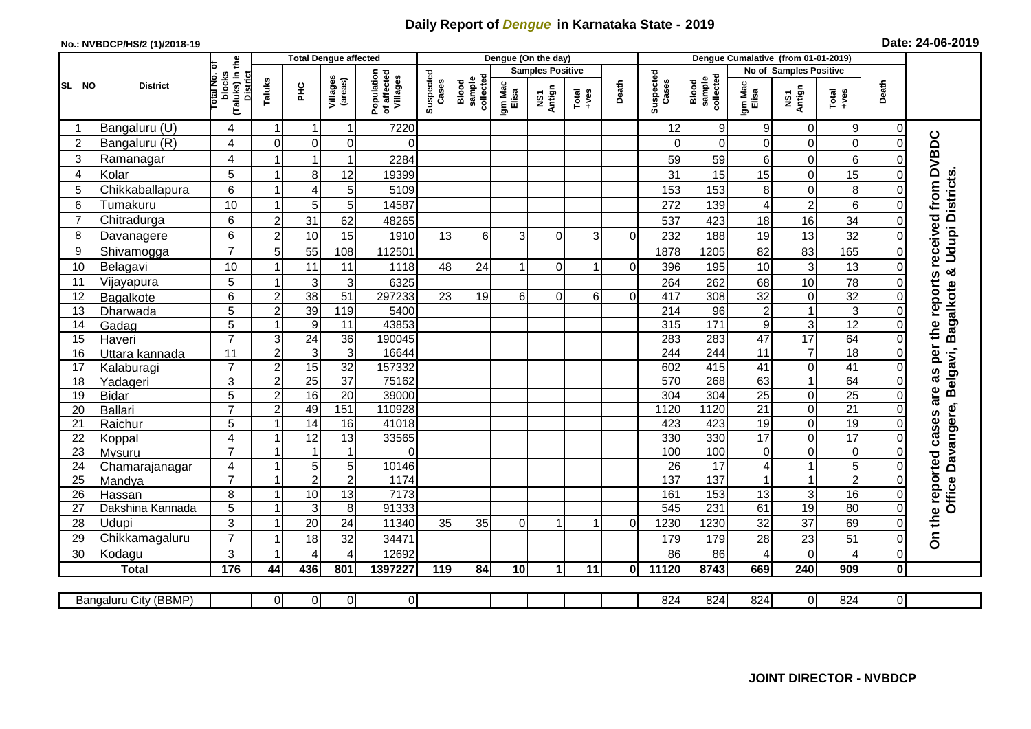# Daily Report of *Dengue* in Karnataka State - 2019

**No.: NVBDCP/HS/2 (1)/2018-19**

**Date: 24-06-2019**

| SL NO | District | Total No. of blocks (Taluks) in the District | Total Dengue affected | | | | Dengue (On the day) | | | | | | Dengue Cumalative (from 01-01-2019) | | | | | | |
|---|---|---|---|---|---|---|---|---|---|---|---|---|---|---|---|---|---|---|---|
| | | | Taluks | PHC | Villages (areas) | Population of affected Villages | Suspected Cases | Blood sample collected | Samples Positive | | | Death | Suspected Cases | Blood sample collected | No of Samples Positive | | | Death | |
| | | | | | | | | | Igm Mac Elisa | NS1 Antign | Total +ves | | | | Igm Mac Elisa | NS1 Antign | Total +ves | | |
| 1 | Bangaluru (U) | 4 | 1 | 1 | 1 | 7220 | | | | | | | 12 | 9 | 9 | 0 | 9 | 0 | On the reported cases are as per the reports received from DVBDC Office Davangere, Belgavi, Bagalkote & Udupi Districts. |
| 2 | Bangaluru (R) | 4 | 0 | 0 | 0 | 0 | | | | | | | 0 | 0 | 0 | 0 | 0 | 0 | |
| 3 | Ramanagar | 4 | 1 | 1 | 1 | 2284 | | | | | | | 59 | 59 | 6 | 0 | 6 | 0 | |
| 4 | Kolar | 5 | 1 | 8 | 12 | 19399 | | | | | | | 31 | 15 | 15 | 0 | 15 | 0 | |
| 5 | Chikkaballapura | 6 | 1 | 4 | 5 | 5109 | | | | | | | 153 | 153 | 8 | 0 | 8 | 0 | |
| 6 | Tumakuru | 10 | 1 | 5 | 5 | 14587 | | | | | | | 272 | 139 | 4 | 2 | 6 | 0 | |
| 7 | Chitradurga | 6 | 2 | 31 | 62 | 48265 | | | | | | | 537 | 423 | 18 | 16 | 34 | 0 | |
| 8 | Davanagere | 6 | 2 | 10 | 15 | 1910 | 13 | 6 | 3 | 0 | 3 | 0 | 232 | 188 | 19 | 13 | 32 | 0 | |
| 9 | Shivamogga | 7 | 5 | 55 | 108 | 112501 | | | | | | | 1878 | 1205 | 82 | 83 | 165 | 0 | |
| 10 | Belagavi | 10 | 1 | 11 | 11 | 1118 | 48 | 24 | 1 | 0 | 1 | 0 | 396 | 195 | 10 | 3 | 13 | 0 | |
| 11 | Vijayapura | 5 | 1 | 3 | 3 | 6325 | | | | | | | 264 | 262 | 68 | 10 | 78 | 0 | |
| 12 | Bagalkote | 6 | 2 | 38 | 51 | 297233 | 23 | 19 | 6 | 0 | 6 | 0 | 417 | 308 | 32 | 0 | 32 | 0 | |
| 13 | Dharwada | 5 | 2 | 39 | 119 | 5400 | | | | | | | 214 | 96 | 2 | 1 | 3 | 0 | |
| 14 | Gadag | 5 | 1 | 9 | 11 | 43853 | | | | | | | 315 | 171 | 9 | 3 | 12 | 0 | |
| 15 | Haveri | 7 | 3 | 24 | 36 | 190045 | | | | | | | 283 | 283 | 47 | 17 | 64 | 0 | |
| 16 | Uttara kannada | 11 | 2 | 3 | 3 | 16644 | | | | | | | 244 | 244 | 11 | 7 | 18 | 0 | |
| 17 | Kalaburagi | 7 | 2 | 15 | 32 | 157332 | | | | | | | 602 | 415 | 41 | 0 | 41 | 0 | |
| 18 | Yadageri | 3 | 2 | 25 | 37 | 75162 | | | | | | | 570 | 268 | 63 | 1 | 64 | 0 | |
| 19 | Bidar | 5 | 2 | 16 | 20 | 39000 | | | | | | | 304 | 304 | 25 | 0 | 25 | 0 | |
| 20 | Ballari | 7 | 2 | 49 | 151 | 110928 | | | | | | | 1120 | 1120 | 21 | 0 | 21 | 0 | |
| 21 | Raichur | 5 | 1 | 14 | 16 | 41018 | | | | | | | 423 | 423 | 19 | 0 | 19 | 0 | |
| 22 | Koppal | 4 | 1 | 12 | 13 | 33565 | | | | | | | 330 | 330 | 17 | 0 | 17 | 0 | |
| 23 | Mysuru | 7 | 1 | 1 | 1 | 0 | | | | | | | 100 | 100 | 0 | 0 | 0 | 0 | |
| 24 | Chamarajanagar | 4 | 1 | 5 | 5 | 10146 | | | | | | | 26 | 17 | 4 | 1 | 5 | 0 | |
| 25 | Mandya | 7 | 1 | 2 | 2 | 1174 | | | | | | | 137 | 137 | 1 | 1 | 2 | 0 | |
| 26 | Hassan | 8 | 1 | 10 | 13 | 7173 | | | | | | | 161 | 153 | 13 | 3 | 16 | 0 | |
| 27 | Dakshina Kannada | 5 | 1 | 3 | 8 | 91333 | | | | | | | 545 | 231 | 61 | 19 | 80 | 0 | |
| 28 | Udupi | 3 | 1 | 20 | 24 | 11340 | 35 | 35 | 0 | 1 | 1 | 0 | 1230 | 1230 | 32 | 37 | 69 | 0 | |
| 29 | Chikkamagaluru | 7 | 1 | 18 | 32 | 34471 | | | | | | | 179 | 179 | 28 | 23 | 51 | 0 | |
| 30 | Kodagu | 3 | 1 | 4 | 4 | 12692 | | | | | | | 86 | 86 | 4 | 0 | 4 | 0 | |
| | **Total** | **176** | **44** | **436** | **801** | **1397227** | **119** | **84** | **10** | **1** | **11** | **0** | **11120** | **8743** | **669** | **240** | **909** | **0** | |

| Bangaluru City (BBMP) | | 0 | 0 | 0 | 0 | | | | | | | 824 | 824 | 824 | 0 | 824 | 0 |
|---|---|---|---|---|---|---|---|---|---|---|---|---|---|---|---|---|---|

**JOINT DIRECTOR - NVBDCP**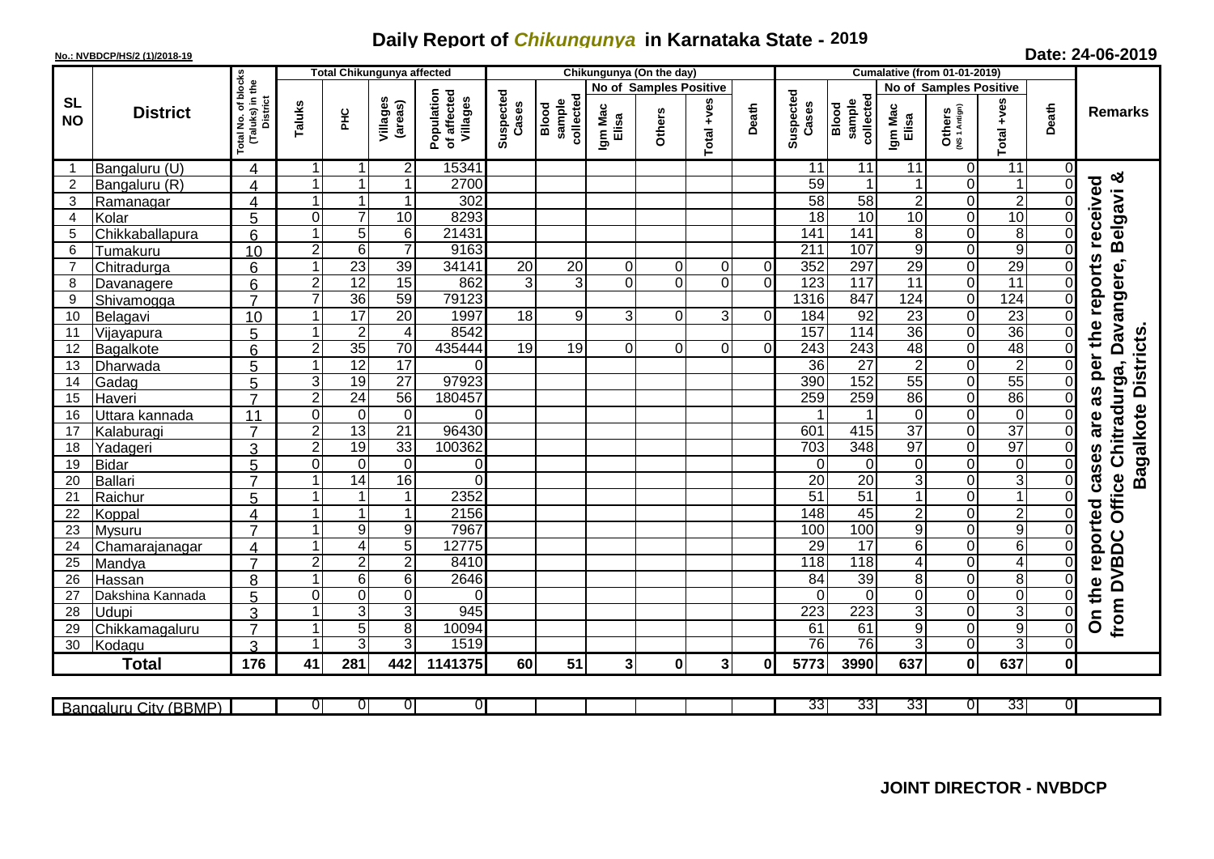# Daily Report of *Chikungunya* in Karnataka State - 2019

**No.: NVBDCP/HS/2 (1)/2018-19**

**Date: 24-06-2019**

| SL NO | District | Total No. of blocks (Taluks) in the District | Total Chikungunya affected | | | | Chikungunya (On the day) | | | | | | Cumalative (from 01-01-2019) | | | | | | Remarks |
|---|---|---|---|---|---|---|---|---|---|---|---|---|---|---|---|---|---|---|---|
| | | | Taluks | PHC | Villages (areas) | Population of affected Villages | Suspected Cases | Blood sample collected | No of Samples Positive | | | Death | Suspected Cases | Blood sample collected | No of Samples Positive | | | Death | |
| | | | | | | | | | Igm Mac Elisa | Others | Total +ves | | | | Igm Mac Elisa | Others (NS 1 Antign) | Total +ves | | |
| 1 | Bangaluru (U) | 4 | 1 | 1 | 2 | 15341 | | | | | | | 11 | 11 | 11 | 0 | 11 | 0 | On the reported cases are as per the reports received from DVBDC Office Chitradurga, Davangere, Belgavi & Bagalkote Districts. |
| 2 | Bangaluru (R) | 4 | 1 | 1 | 1 | 2700 | | | | | | | 59 | 1 | 1 | 0 | 1 | 0 | |
| 3 | Ramanagar | 4 | 1 | 1 | 1 | 302 | | | | | | | 58 | 58 | 2 | 0 | 2 | 0 | |
| 4 | Kolar | 5 | 0 | 7 | 10 | 8293 | | | | | | | 18 | 10 | 10 | 0 | 10 | 0 | |
| 5 | Chikkaballapura | 6 | 1 | 5 | 6 | 21431 | | | | | | | 141 | 141 | 8 | 0 | 8 | 0 | |
| 6 | Tumakuru | 10 | 2 | 6 | 7 | 9163 | | | | | | | 211 | 107 | 9 | 0 | 9 | 0 | |
| 7 | Chitradurga | 6 | 1 | 23 | 39 | 34141 | 20 | 20 | 0 | 0 | 0 | 0 | 352 | 297 | 29 | 0 | 29 | 0 | |
| 8 | Davanagere | 6 | 2 | 12 | 15 | 862 | 3 | 3 | 0 | 0 | 0 | 0 | 123 | 117 | 11 | 0 | 11 | 0 | |
| 9 | Shivamogga | 7 | 7 | 36 | 59 | 79123 | | | | | | | 1316 | 847 | 124 | 0 | 124 | 0 | |
| 10 | Belagavi | 10 | 1 | 17 | 20 | 1997 | 18 | 9 | 3 | 0 | 3 | 0 | 184 | 92 | 23 | 0 | 23 | 0 | |
| 11 | Vijayapura | 5 | 1 | 2 | 4 | 8542 | | | | | | | 157 | 114 | 36 | 0 | 36 | 0 | |
| 12 | Bagalkote | 6 | 2 | 35 | 70 | 435444 | 19 | 19 | 0 | 0 | 0 | 0 | 243 | 243 | 48 | 0 | 48 | 0 | |
| 13 | Dharwada | 5 | 1 | 12 | 17 | 0 | | | | | | | 36 | 27 | 2 | 0 | 2 | 0 | |
| 14 | Gadag | 5 | 3 | 19 | 27 | 97923 | | | | | | | 390 | 152 | 55 | 0 | 55 | 0 | |
| 15 | Haveri | 7 | 2 | 24 | 56 | 180457 | | | | | | | 259 | 259 | 86 | 0 | 86 | 0 | |
| 16 | Uttara kannada | 11 | 0 | 0 | 0 | 0 | | | | | | | 1 | 1 | 0 | 0 | 0 | 0 | |
| 17 | Kalaburagi | 7 | 2 | 13 | 21 | 96430 | | | | | | | 601 | 415 | 37 | 0 | 37 | 0 | |
| 18 | Yadageri | 3 | 2 | 19 | 33 | 100362 | | | | | | | 703 | 348 | 97 | 0 | 97 | 0 | |
| 19 | Bidar | 5 | 0 | 0 | 0 | 0 | | | | | | | 0 | 0 | 0 | 0 | 0 | 0 | |
| 20 | Ballari | 7 | 1 | 14 | 16 | 0 | | | | | | | 20 | 20 | 3 | 0 | 3 | 0 | |
| 21 | Raichur | 5 | 1 | 1 | 1 | 2352 | | | | | | | 51 | 51 | 1 | 0 | 1 | 0 | |
| 22 | Koppal | 4 | 1 | 1 | 1 | 2156 | | | | | | | 148 | 45 | 2 | 0 | 2 | 0 | |
| 23 | Mysuru | 7 | 1 | 9 | 9 | 7967 | | | | | | | 100 | 100 | 9 | 0 | 9 | 0 | |
| 24 | Chamarajanagar | 4 | 1 | 4 | 5 | 12775 | | | | | | | 29 | 17 | 6 | 0 | 6 | 0 | |
| 25 | Mandya | 7 | 2 | 2 | 2 | 8410 | | | | | | | 118 | 118 | 4 | 0 | 4 | 0 | |
| 26 | Hassan | 8 | 1 | 6 | 6 | 2646 | | | | | | | 84 | 39 | 8 | 0 | 8 | 0 | |
| 27 | Dakshina Kannada | 5 | 0 | 0 | 0 | 0 | | | | | | | 0 | 0 | 0 | 0 | 0 | 0 | |
| 28 | Udupi | 3 | 1 | 3 | 3 | 945 | | | | | | | 223 | 223 | 3 | 0 | 3 | 0 | |
| 29 | Chikkamagaluru | 7 | 1 | 5 | 8 | 10094 | | | | | | | 61 | 61 | 9 | 0 | 9 | 0 | |
| 30 | Kodagu | 3 | 1 | 3 | 3 | 1519 | | | | | | | 76 | 76 | 3 | 0 | 3 | 0 | |
| **Total** | | **176** | **41** | **281** | **442** | **1141375** | **60** | **51** | **3** | **0** | **3** | **0** | **5773** | **3990** | **637** | **0** | **637** | **0** | |

| | | | | | | | | | | | | | | | | | | |
|---|---|---|---|---|---|---|---|---|---|---|---|---|---|---|---|---|---|---|
| Bangaluru City (BBMP) | | 0 | 0 | 0 | 0 | | | | | | | 33 | 33 | 33 | 0 | 33 | 0 | |

**JOINT DIRECTOR - NVBDCP**